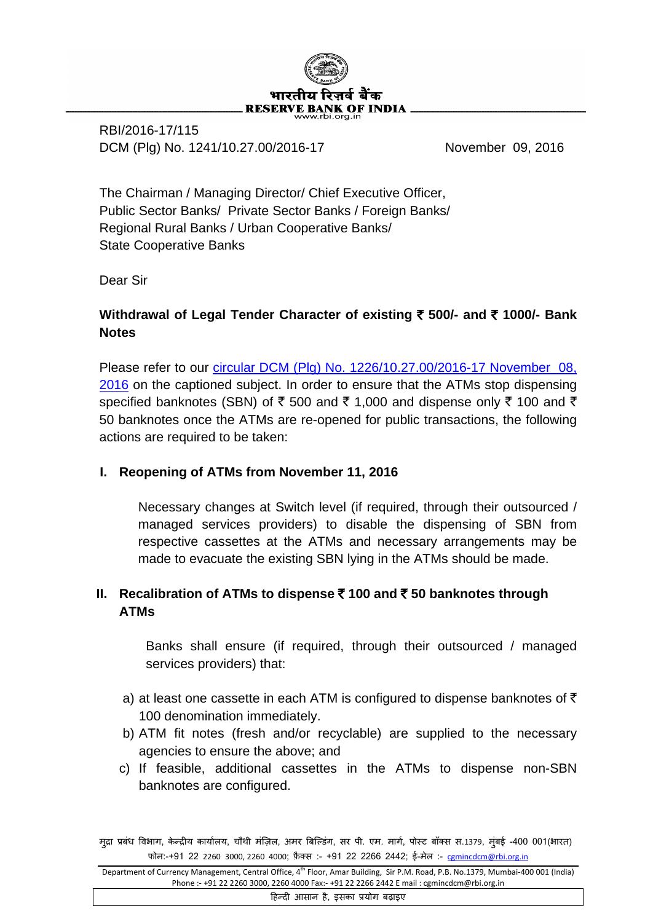भारतीय रिज़र्व बैंक
RESERVE BANK OF INDIA
www.rbi.org.in

RBI/2016-17/115
DCM (Plg) No. 1241/10.27.00/2016-17 November 09, 2016

The Chairman / Managing Director/ Chief Executive Officer,
Public Sector Banks/ Private Sector Banks / Foreign Banks/
Regional Rural Banks / Urban Cooperative Banks/
State Cooperative Banks

Dear Sir

**Withdrawal of Legal Tender Character of existing ₹ 500/- and ₹ 1000/- Bank Notes**

Please refer to our circular DCM (Plg) No. 1226/10.27.00/2016-17 November 08, 2016 on the captioned subject. In order to ensure that the ATMs stop dispensing specified banknotes (SBN) of ₹ 500 and ₹ 1,000 and dispense only ₹ 100 and ₹ 50 banknotes once the ATMs are re-opened for public transactions, the following actions are required to be taken:

**I. Reopening of ATMs from November 11, 2016**

Necessary changes at Switch level (if required, through their outsourced / managed services providers) to disable the dispensing of SBN from respective cassettes at the ATMs and necessary arrangements may be made to evacuate the existing SBN lying in the ATMs should be made.

**II. Recalibration of ATMs to dispense ₹ 100 and ₹ 50 banknotes through ATMs**

Banks shall ensure (if required, through their outsourced / managed services providers) that:

a) at least one cassette in each ATM is configured to dispense banknotes of ₹ 100 denomination immediately.
b) ATM fit notes (fresh and/or recyclable) are supplied to the necessary agencies to ensure the above; and
c) If feasible, additional cassettes in the ATMs to dispense non-SBN banknotes are configured.

मुद्रा प्रबंध विभाग, केन्द्रीय कार्यालय, चौथी मंज़िल, अमर बिल्डिंग, सर पी. एम. मार्ग, पोस्ट बॉक्स स.1379, मुंबई -400 001(भारत)
फोन:-+91 22 2260 3000, 2260 4000; फ़ैक्स :- +91 22 2266 2442; ई-मेल :- cgmincdcm@rbi.org.in

Department of Currency Management, Central Office, 4th Floor, Amar Building, Sir P.M. Road, P.B. No.1379, Mumbai-400 001 (India)
Phone :- +91 22 2260 3000, 2260 4000 Fax:- +91 22 2266 2442 E mail : cgmincdcm@rbi.org.in

हिन्दी आसान है, इसका प्रयोग बढ़ाइए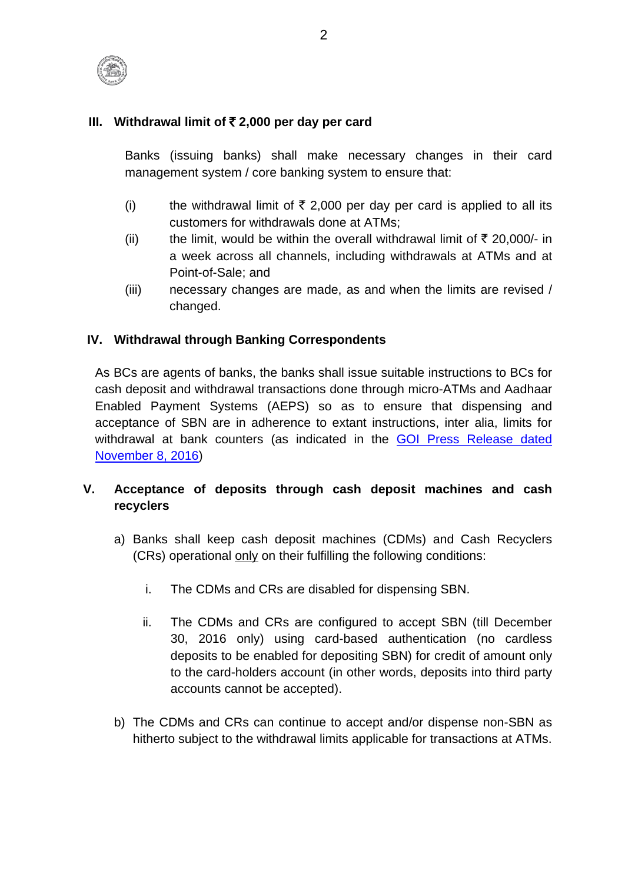### III. Withdrawal limit of ₹ 2,000 per day per card

Banks (issuing banks) shall make necessary changes in their card management system / core banking system to ensure that:

(i) the withdrawal limit of ₹ 2,000 per day per card is applied to all its customers for withdrawals done at ATMs;

(ii) the limit, would be within the overall withdrawal limit of ₹ 20,000/- in a week across all channels, including withdrawals at ATMs and at Point-of-Sale; and

(iii) necessary changes are made, as and when the limits are revised / changed.

### IV. Withdrawal through Banking Correspondents

As BCs are agents of banks, the banks shall issue suitable instructions to BCs for cash deposit and withdrawal transactions done through micro-ATMs and Aadhaar Enabled Payment Systems (AEPS) so as to ensure that dispensing and acceptance of SBN are in adherence to extant instructions, inter alia, limits for withdrawal at bank counters (as indicated in the GOI Press Release dated November 8, 2016)

### V. Acceptance of deposits through cash deposit machines and cash recyclers

a) Banks shall keep cash deposit machines (CDMs) and Cash Recyclers (CRs) operational only on their fulfilling the following conditions:

   i. The CDMs and CRs are disabled for dispensing SBN.

   ii. The CDMs and CRs are configured to accept SBN (till December 30, 2016 only) using card-based authentication (no cardless deposits to be enabled for depositing SBN) for credit of amount only to the card-holders account (in other words, deposits into third party accounts cannot be accepted).

b) The CDMs and CRs can continue to accept and/or dispense non-SBN as hitherto subject to the withdrawal limits applicable for transactions at ATMs.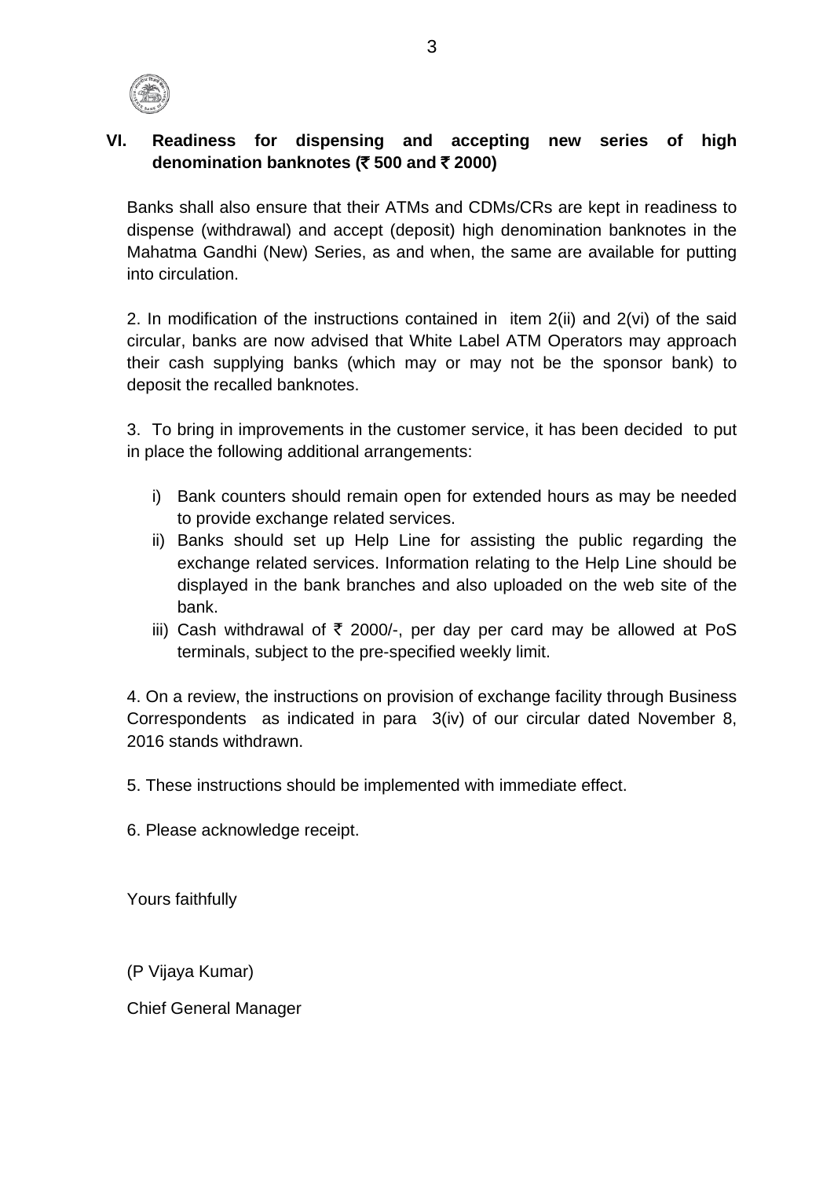## VI. Readiness for dispensing and accepting new series of high denomination banknotes (₹ 500 and ₹ 2000)

Banks shall also ensure that their ATMs and CDMs/CRs are kept in readiness to dispense (withdrawal) and accept (deposit) high denomination banknotes in the Mahatma Gandhi (New) Series, as and when, the same are available for putting into circulation.

2. In modification of the instructions contained in item 2(ii) and 2(vi) of the said circular, banks are now advised that White Label ATM Operators may approach their cash supplying banks (which may or may not be the sponsor bank) to deposit the recalled banknotes.

3. To bring in improvements in the customer service, it has been decided to put in place the following additional arrangements:

i) Bank counters should remain open for extended hours as may be needed to provide exchange related services.
ii) Banks should set up Help Line for assisting the public regarding the exchange related services. Information relating to the Help Line should be displayed in the bank branches and also uploaded on the web site of the bank.
iii) Cash withdrawal of ₹ 2000/-, per day per card may be allowed at PoS terminals, subject to the pre-specified weekly limit.

4. On a review, the instructions on provision of exchange facility through Business Correspondents as indicated in para 3(iv) of our circular dated November 8, 2016 stands withdrawn.

5. These instructions should be implemented with immediate effect.

6. Please acknowledge receipt.

Yours faithfully

(P Vijaya Kumar)

Chief General Manager